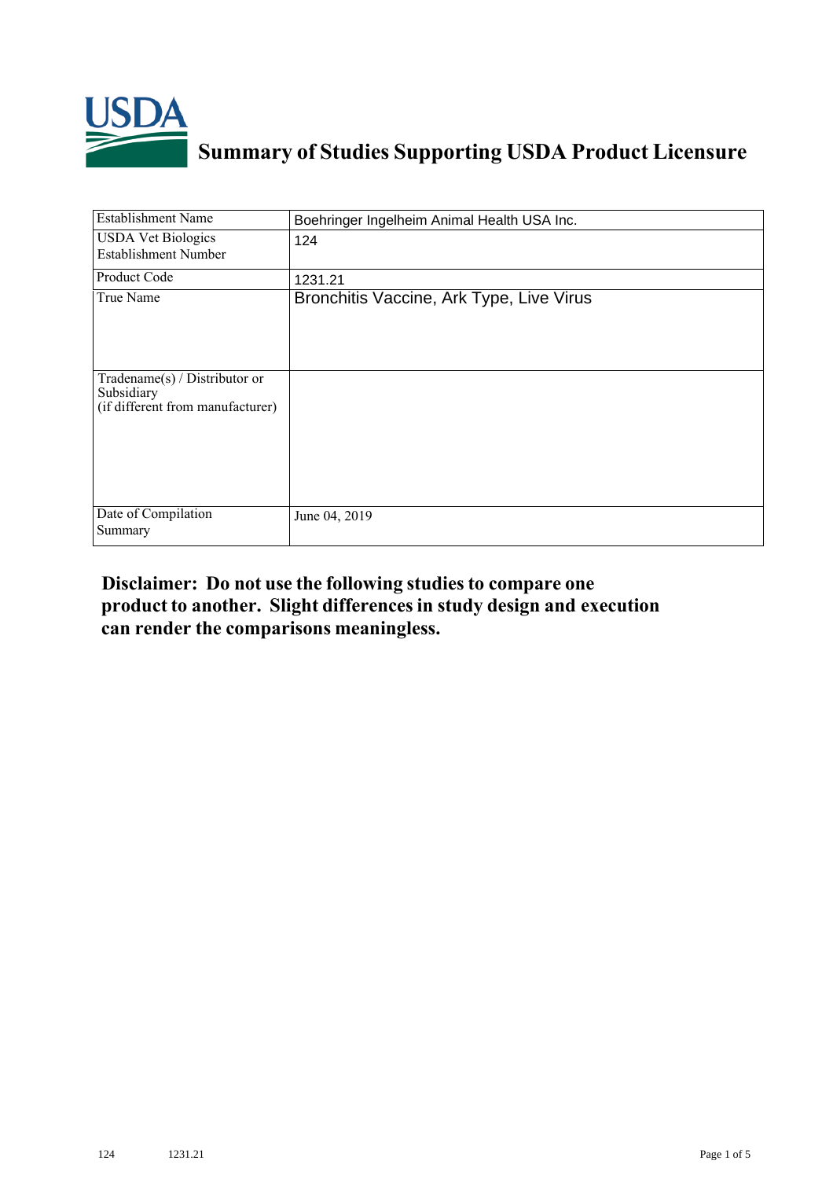# Summary of Studies Supporting USDA Product Licensure

| | |
|---|---|
| Establishment Name | Boehringer Ingelheim Animal Health USA Inc. |
| USDA Vet Biologics Establishment Number | 124 |
| Product Code | 1231.21 |
| True Name | Bronchitis Vaccine, Ark Type, Live Virus |
| Tradename(s) / Distributor or Subsidiary (if different from manufacturer) | |
| Date of Compilation Summary | June 04, 2019 |

**Disclaimer: Do not use the following studies to compare one product to another. Slight differences in study design and execution can render the comparisons meaningless.**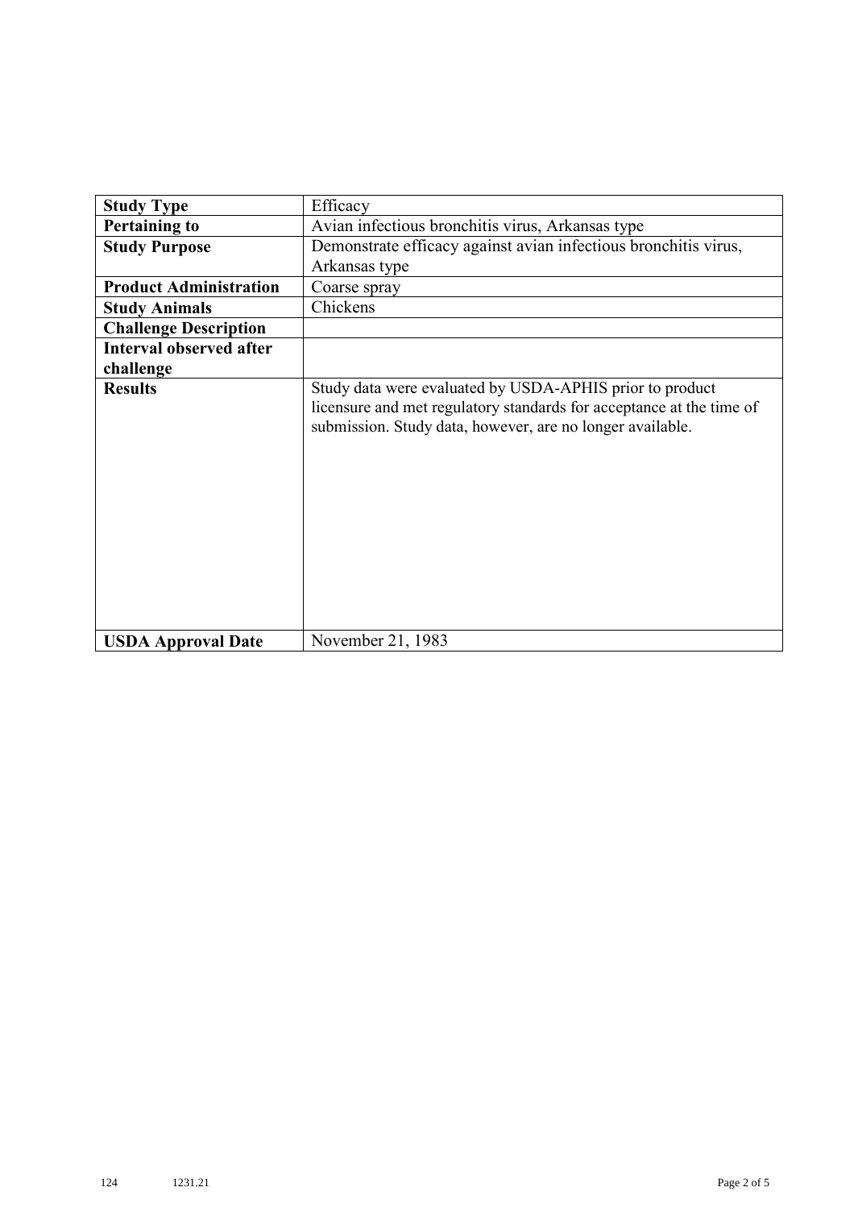| | |
|---|---|
| **Study Type** | Efficacy |
| **Pertaining to** | Avian infectious bronchitis virus, Arkansas type |
| **Study Purpose** | Demonstrate efficacy against avian infectious bronchitis virus, Arkansas type |
| **Product Administration** | Coarse spray |
| **Study Animals** | Chickens |
| **Challenge Description** | |
| **Interval observed after challenge** | |
| **Results** | Study data were evaluated by USDA-APHIS prior to product licensure and met regulatory standards for acceptance at the time of submission. Study data, however, are no longer available. |
| **USDA Approval Date** | November 21, 1983 |

124 1231.21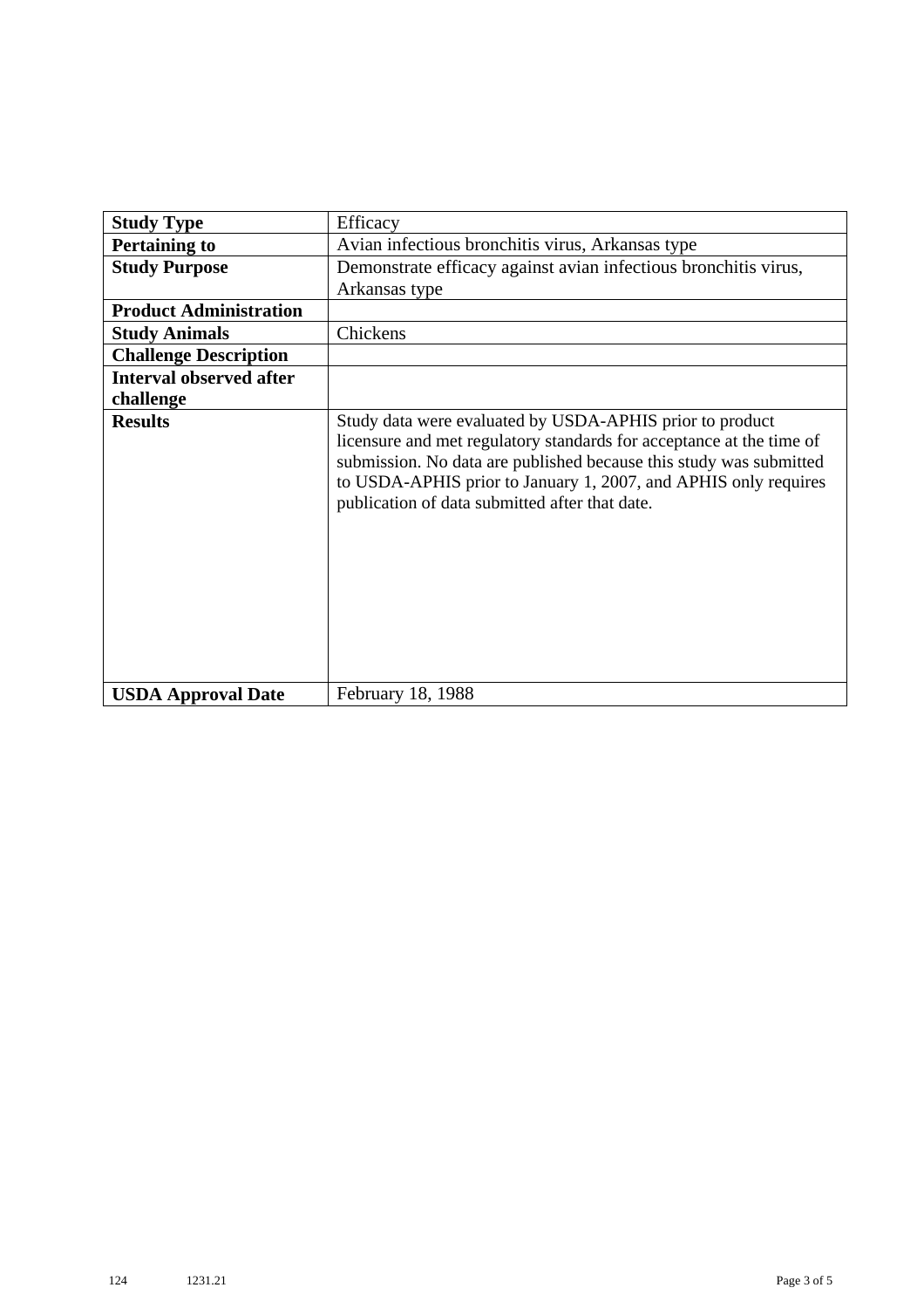| Study Type | Efficacy |
|---|---|
| Pertaining to | Avian infectious bronchitis virus, Arkansas type |
| Study Purpose | Demonstrate efficacy against avian infectious bronchitis virus, Arkansas type |
| Product Administration | |
| Study Animals | Chickens |
| Challenge Description | |
| Interval observed after challenge | |
| Results | Study data were evaluated by USDA-APHIS prior to product licensure and met regulatory standards for acceptance at the time of submission. No data are published because this study was submitted to USDA-APHIS prior to January 1, 2007, and APHIS only requires publication of data submitted after that date. |
| USDA Approval Date | February 18, 1988 |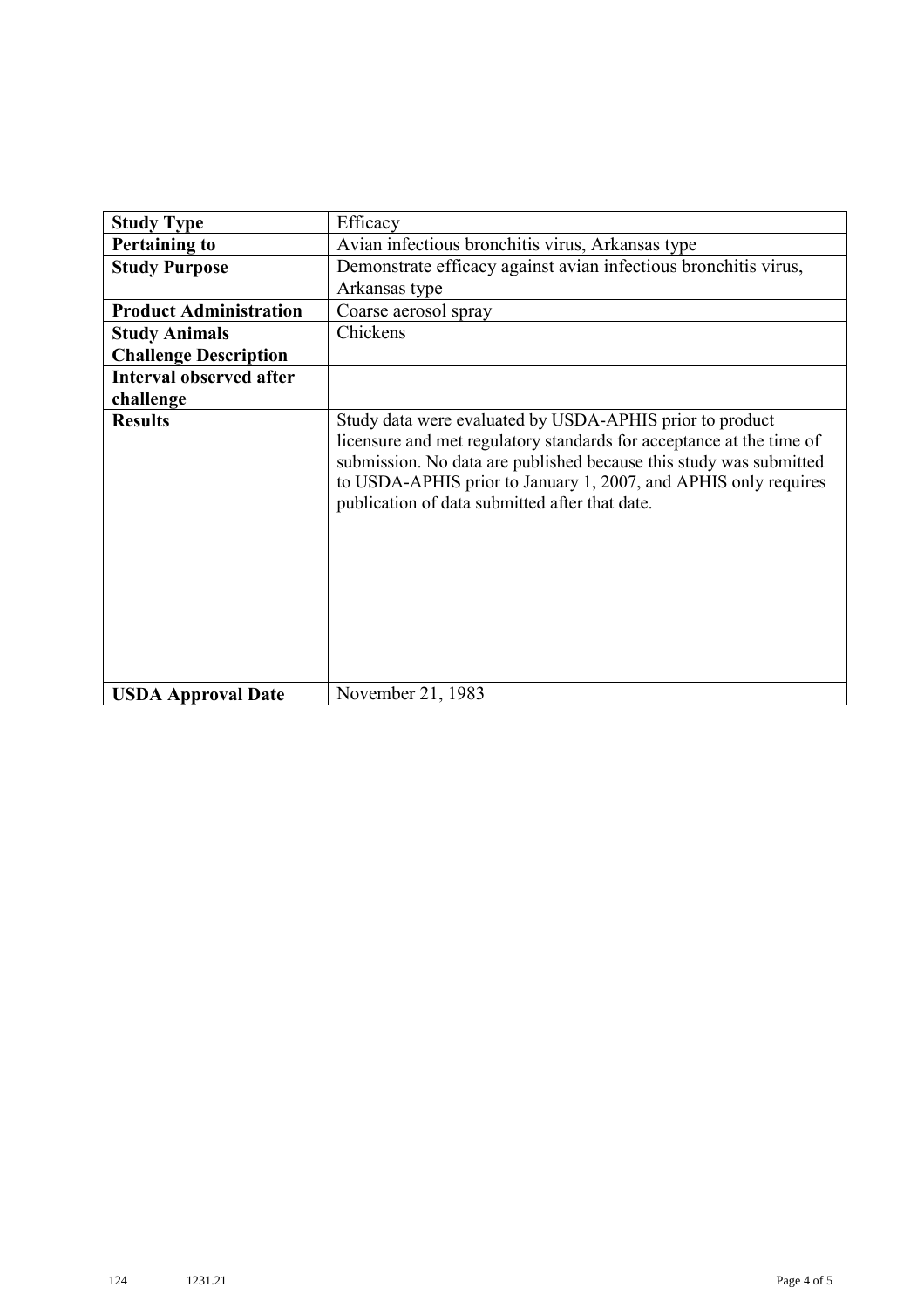| **Study Type** | Efficacy |
|---|---|
| **Pertaining to** | Avian infectious bronchitis virus, Arkansas type |
| **Study Purpose** | Demonstrate efficacy against avian infectious bronchitis virus, Arkansas type |
| **Product Administration** | Coarse aerosol spray |
| **Study Animals** | Chickens |
| **Challenge Description** | |
| **Interval observed after challenge** | |
| **Results** | Study data were evaluated by USDA-APHIS prior to product licensure and met regulatory standards for acceptance at the time of submission. No data are published because this study was submitted to USDA-APHIS prior to January 1, 2007, and APHIS only requires publication of data submitted after that date. |
| **USDA Approval Date** | November 21, 1983 |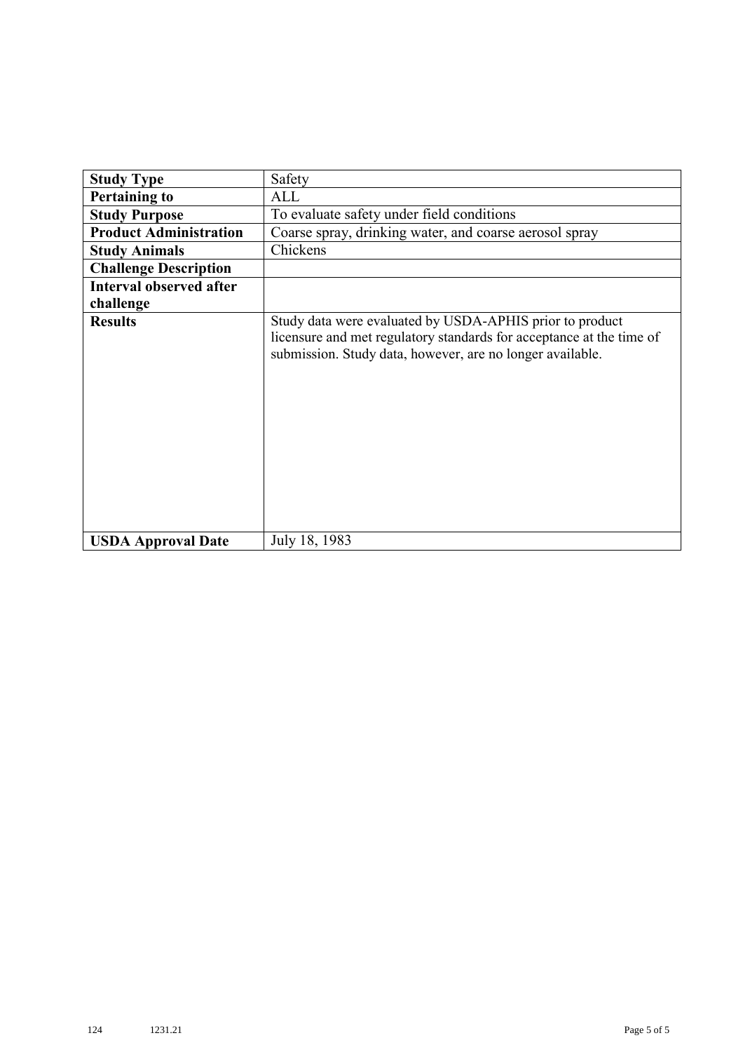| | |
|---|---|
| **Study Type** | Safety |
| **Pertaining to** | ALL |
| **Study Purpose** | To evaluate safety under field conditions |
| **Product Administration** | Coarse spray, drinking water, and coarse aerosol spray |
| **Study Animals** | Chickens |
| **Challenge Description** | |
| **Interval observed after challenge** | |
| **Results** | Study data were evaluated by USDA-APHIS prior to product licensure and met regulatory standards for acceptance at the time of submission. Study data, however, are no longer available. |
| **USDA Approval Date** | July 18, 1983 |